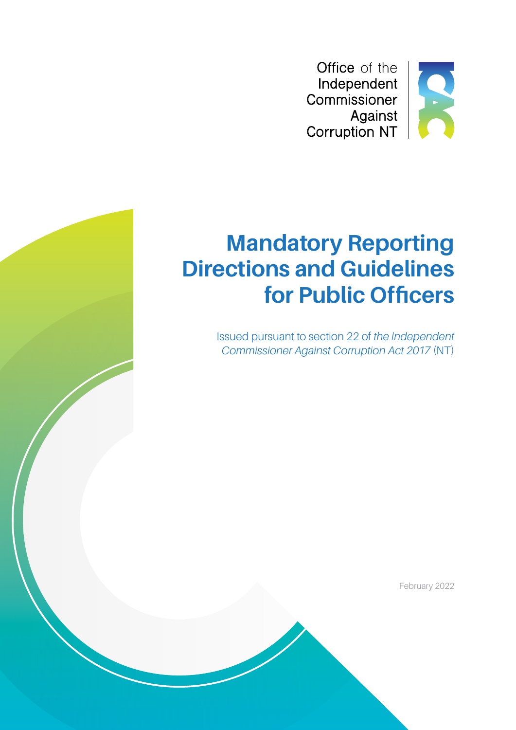Office of the Independent Commissioner Against Corruption NT

# Mandatory Reporting Directions and Guidelines for Public Officers

Issued pursuant to section 22 of *the Independent Commissioner Against Corruption Act 2017* (NT)

February 2022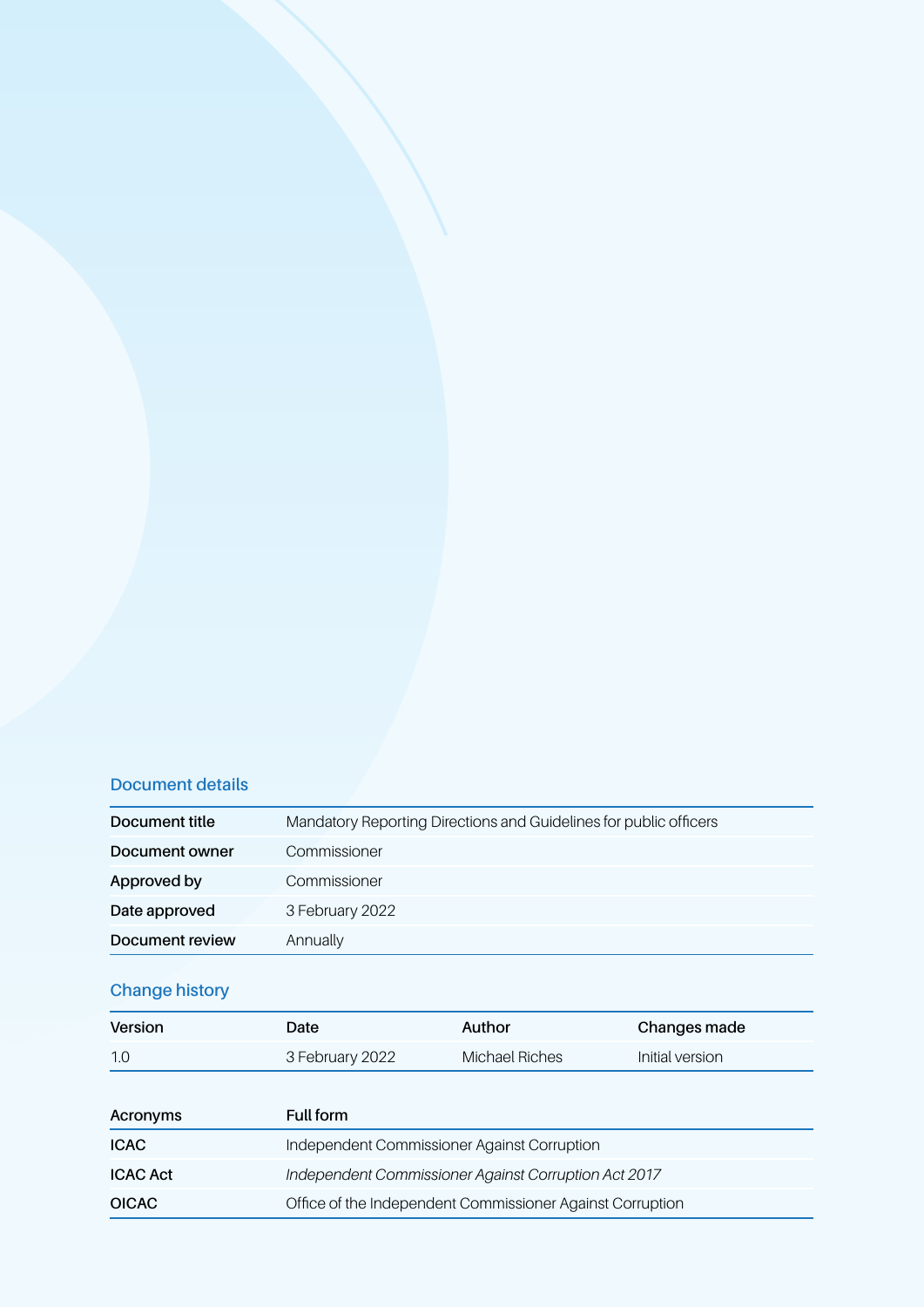## Document details

| | |
|---|---|
| **Document title** | Mandatory Reporting Directions and Guidelines for public officers |
| **Document owner** | Commissioner |
| **Approved by** | Commissioner |
| **Date approved** | 3 February 2022 |
| **Document review** | Annually |

## Change history

| Version | Date | Author | Changes made |
|---|---|---|---|
| 1.0 | 3 February 2022 | Michael Riches | Initial version |

| Acronyms | Full form |
|---|---|
| **ICAC** | Independent Commissioner Against Corruption |
| **ICAC Act** | *Independent Commissioner Against Corruption Act 2017* |
| **OICAC** | Office of the Independent Commissioner Against Corruption |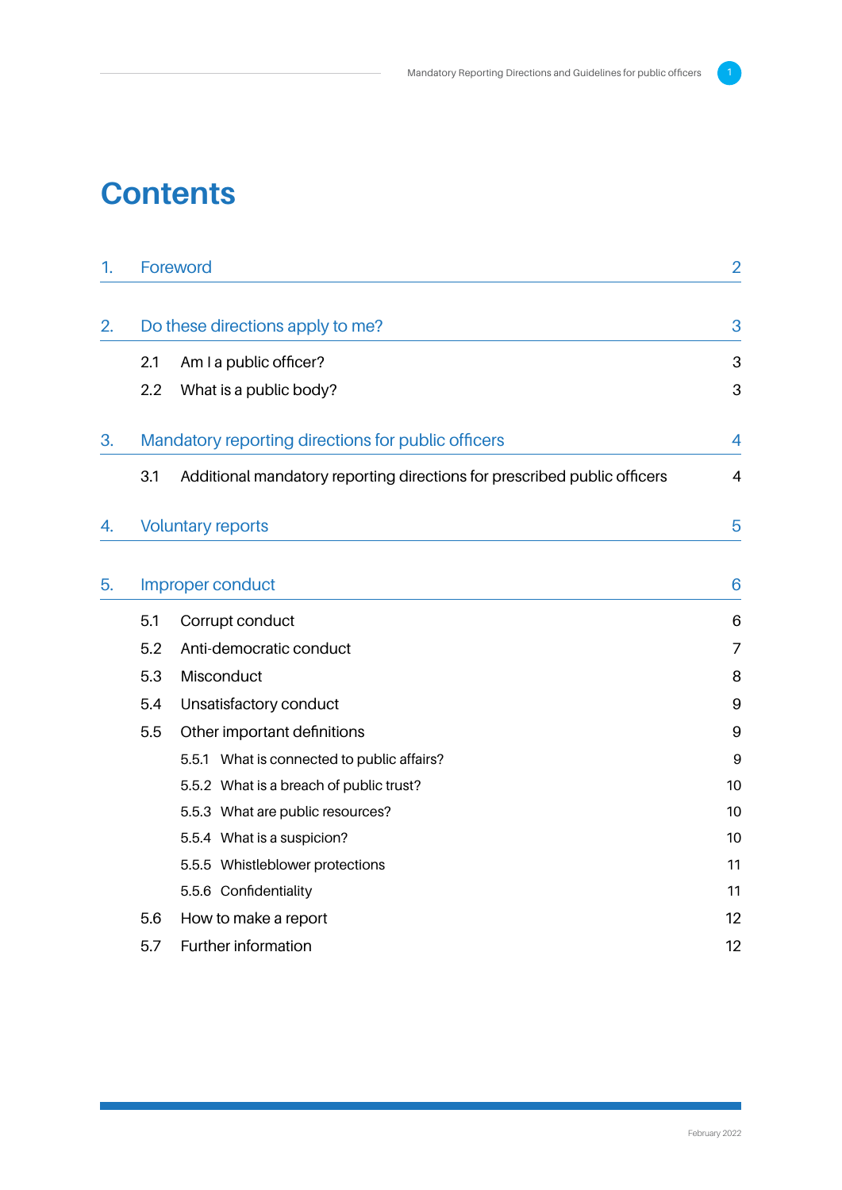# Contents

| | | |
|---|---|---|
| 1. | Foreword | 2 |
| 2. | Do these directions apply to me? | 3 |
| 2.1 | Am I a public officer? | 3 |
| 2.2 | What is a public body? | 3 |
| 3. | Mandatory reporting directions for public officers | 4 |
| 3.1 | Additional mandatory reporting directions for prescribed public officers | 4 |
| 4. | Voluntary reports | 5 |
| 5. | Improper conduct | 6 |
| 5.1 | Corrupt conduct | 6 |
| 5.2 | Anti-democratic conduct | 7 |
| 5.3 | Misconduct | 8 |
| 5.4 | Unsatisfactory conduct | 9 |
| 5.5 | Other important definitions | 9 |
| 5.5.1 | What is connected to public affairs? | 9 |
| 5.5.2 | What is a breach of public trust? | 10 |
| 5.5.3 | What are public resources? | 10 |
| 5.5.4 | What is a suspicion? | 10 |
| 5.5.5 | Whistleblower protections | 11 |
| 5.5.6 | Confidentiality | 11 |
| 5.6 | How to make a report | 12 |
| 5.7 | Further information | 12 |

February 2022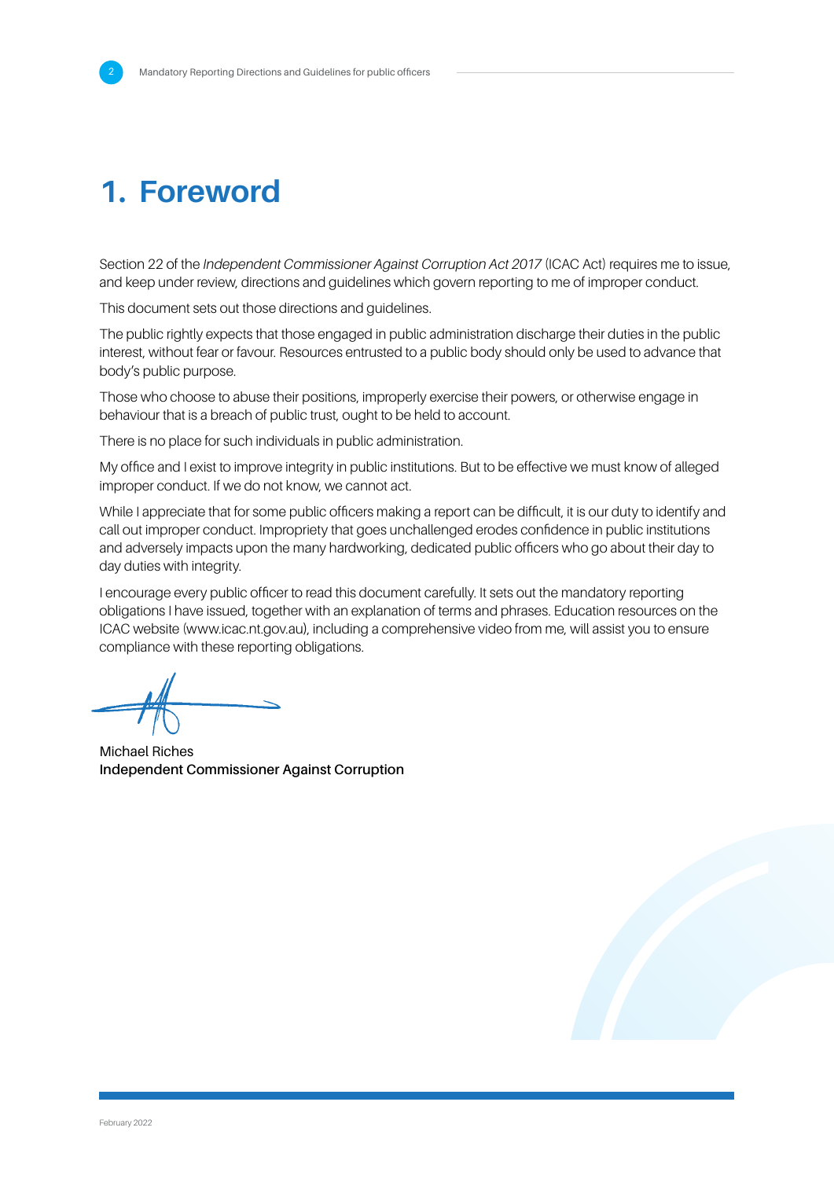# 1. Foreword

Section 22 of the *Independent Commissioner Against Corruption Act 2017* (ICAC Act) requires me to issue, and keep under review, directions and guidelines which govern reporting to me of improper conduct.

This document sets out those directions and guidelines.

The public rightly expects that those engaged in public administration discharge their duties in the public interest, without fear or favour. Resources entrusted to a public body should only be used to advance that body's public purpose.

Those who choose to abuse their positions, improperly exercise their powers, or otherwise engage in behaviour that is a breach of public trust, ought to be held to account.

There is no place for such individuals in public administration.

My office and I exist to improve integrity in public institutions. But to be effective we must know of alleged improper conduct. If we do not know, we cannot act.

While I appreciate that for some public officers making a report can be difficult, it is our duty to identify and call out improper conduct. Impropriety that goes unchallenged erodes confidence in public institutions and adversely impacts upon the many hardworking, dedicated public officers who go about their day to day duties with integrity.

I encourage every public officer to read this document carefully. It sets out the mandatory reporting obligations I have issued, together with an explanation of terms and phrases. Education resources on the ICAC website (www.icac.nt.gov.au), including a comprehensive video from me, will assist you to ensure compliance with these reporting obligations.

Michael Riches
**Independent Commissioner Against Corruption**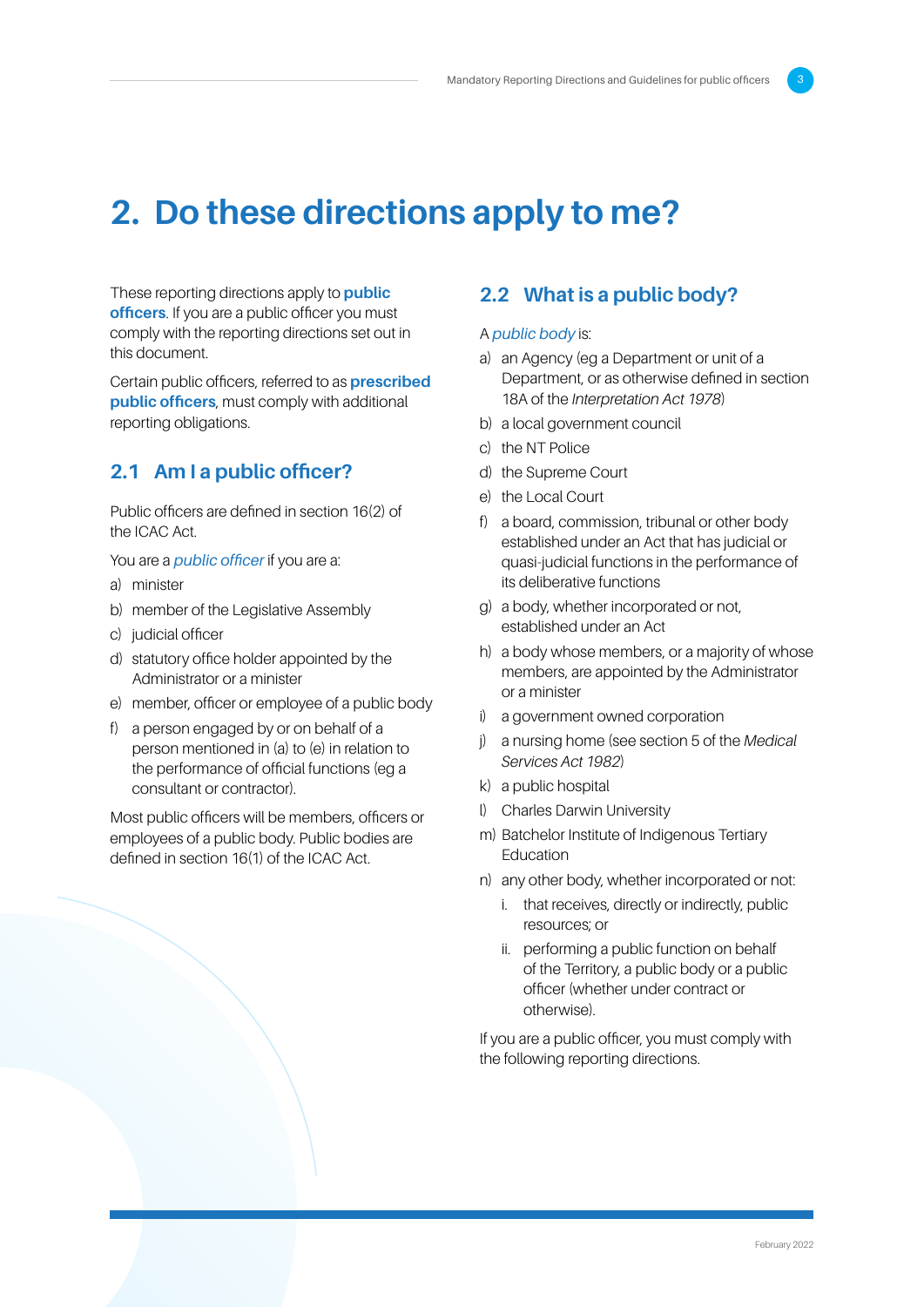# 2. Do these directions apply to me?

These reporting directions apply to **public officers**. If you are a public officer you must comply with the reporting directions set out in this document.

Certain public officers, referred to as **prescribed public officers**, must comply with additional reporting obligations.

## 2.1 Am I a public officer?

Public officers are defined in section 16(2) of the ICAC Act.

You are a *public officer* if you are a:

a) minister
b) member of the Legislative Assembly
c) judicial officer
d) statutory office holder appointed by the Administrator or a minister
e) member, officer or employee of a public body
f) a person engaged by or on behalf of a person mentioned in (a) to (e) in relation to the performance of official functions (eg a consultant or contractor).

Most public officers will be members, officers or employees of a public body. Public bodies are defined in section 16(1) of the ICAC Act.

## 2.2 What is a public body?

A *public body* is:

a) an Agency (eg a Department or unit of a Department, or as otherwise defined in section 18A of the *Interpretation Act 1978*)
b) a local government council
c) the NT Police
d) the Supreme Court
e) the Local Court
f) a board, commission, tribunal or other body established under an Act that has judicial or quasi-judicial functions in the performance of its deliberative functions
g) a body, whether incorporated or not, established under an Act
h) a body whose members, or a majority of whose members, are appointed by the Administrator or a minister
i) a government owned corporation
j) a nursing home (see section 5 of the *Medical Services Act 1982*)
k) a public hospital
l) Charles Darwin University
m) Batchelor Institute of Indigenous Tertiary Education
n) any other body, whether incorporated or not:
   i. that receives, directly or indirectly, public resources; or
   ii. performing a public function on behalf of the Territory, a public body or a public officer (whether under contract or otherwise).

If you are a public officer, you must comply with the following reporting directions.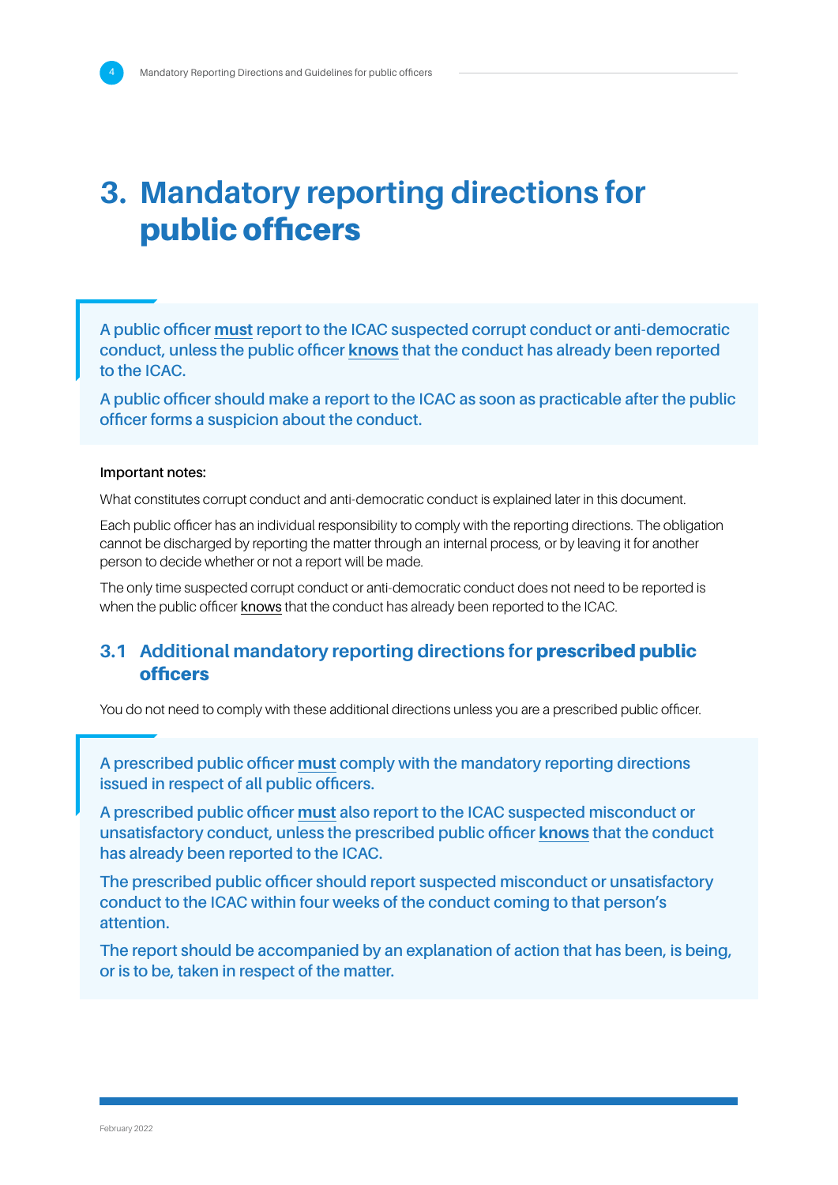# 3. Mandatory reporting directions for public officers

> A public officer **must** report to the ICAC suspected corrupt conduct or anti-democratic conduct, unless the public officer **knows** that the conduct has already been reported to the ICAC.
>
> A public officer should make a report to the ICAC as soon as practicable after the public officer forms a suspicion about the conduct.

**Important notes:**

What constitutes corrupt conduct and anti-democratic conduct is explained later in this document.

Each public officer has an individual responsibility to comply with the reporting directions. The obligation cannot be discharged by reporting the matter through an internal process, or by leaving it for another person to decide whether or not a report will be made.

The only time suspected corrupt conduct or anti-democratic conduct does not need to be reported is when the public officer knows that the conduct has already been reported to the ICAC.

## 3.1 Additional mandatory reporting directions for **prescribed public officers**

You do not need to comply with these additional directions unless you are a prescribed public officer.

> A prescribed public officer **must** comply with the mandatory reporting directions issued in respect of all public officers.
>
> A prescribed public officer **must** also report to the ICAC suspected misconduct or unsatisfactory conduct, unless the prescribed public officer **knows** that the conduct has already been reported to the ICAC.
>
> The prescribed public officer should report suspected misconduct or unsatisfactory conduct to the ICAC within four weeks of the conduct coming to that person's attention.
>
> The report should be accompanied by an explanation of action that has been, is being, or is to be, taken in respect of the matter.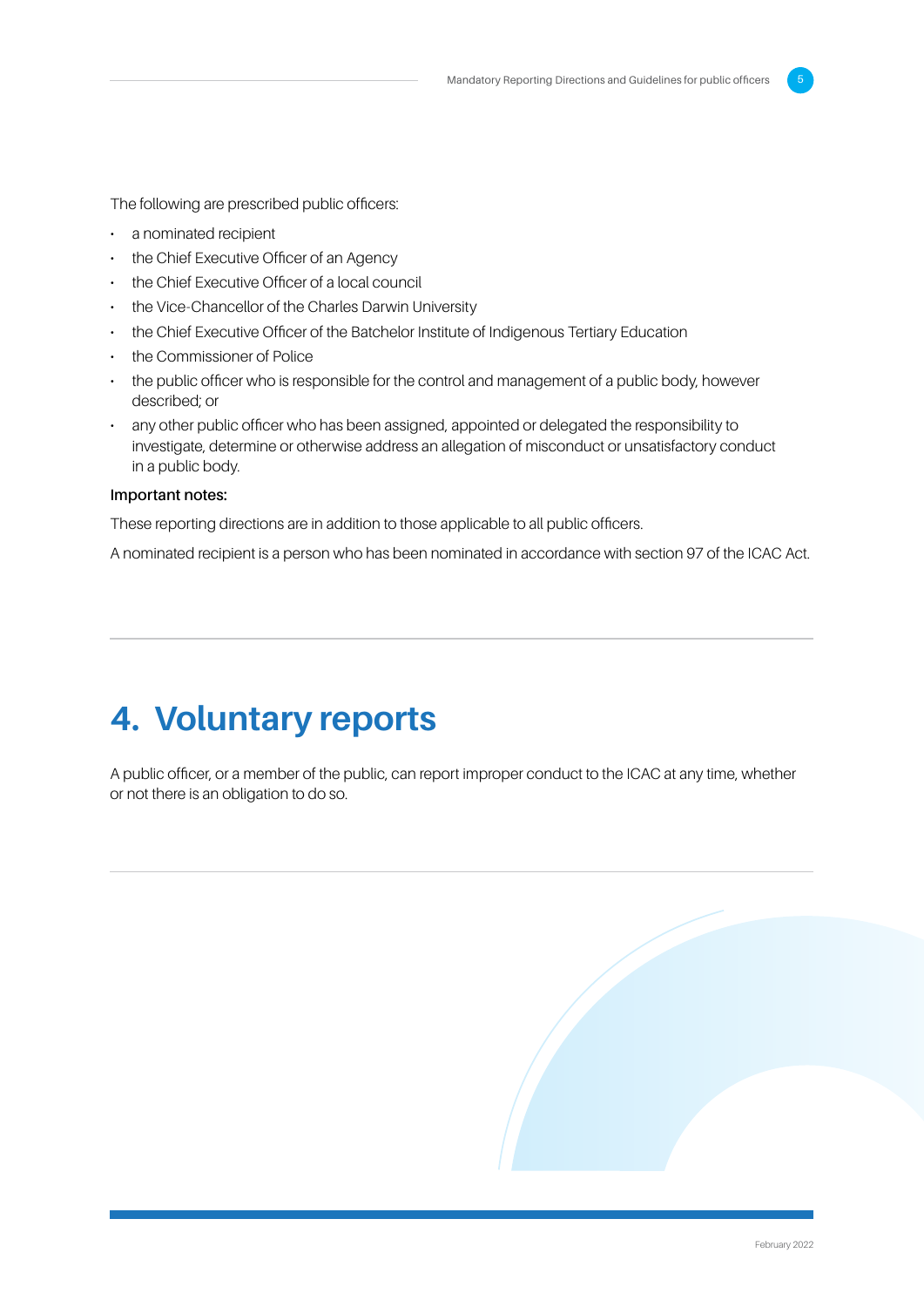The following are prescribed public officers:

- a nominated recipient
- the Chief Executive Officer of an Agency
- the Chief Executive Officer of a local council
- the Vice-Chancellor of the Charles Darwin University
- the Chief Executive Officer of the Batchelor Institute of Indigenous Tertiary Education
- the Commissioner of Police
- the public officer who is responsible for the control and management of a public body, however described; or
- any other public officer who has been assigned, appointed or delegated the responsibility to investigate, determine or otherwise address an allegation of misconduct or unsatisfactory conduct in a public body.

**Important notes:**

These reporting directions are in addition to those applicable to all public officers.

A nominated recipient is a person who has been nominated in accordance with section 97 of the ICAC Act.

# 4. Voluntary reports

A public officer, or a member of the public, can report improper conduct to the ICAC at any time, whether or not there is an obligation to do so.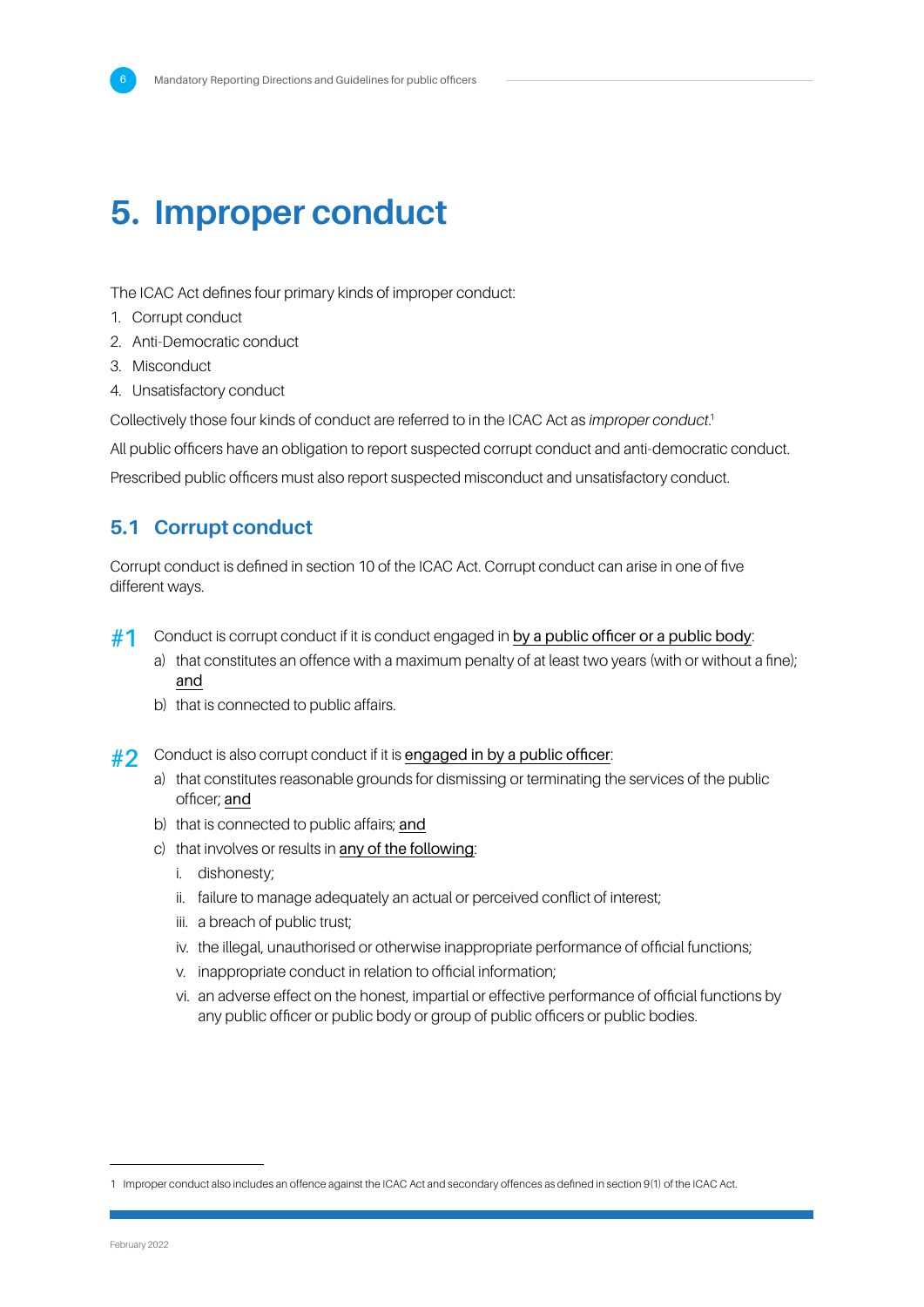# 5. Improper conduct

The ICAC Act defines four primary kinds of improper conduct:

1. Corrupt conduct
2. Anti-Democratic conduct
3. Misconduct
4. Unsatisfactory conduct

Collectively those four kinds of conduct are referred to in the ICAC Act as *improper conduct*.[1]

All public officers have an obligation to report suspected corrupt conduct and anti-democratic conduct.

Prescribed public officers must also report suspected misconduct and unsatisfactory conduct.

## 5.1 Corrupt conduct

Corrupt conduct is defined in section 10 of the ICAC Act. Corrupt conduct can arise in one of five different ways.

**#1** Conduct is corrupt conduct if it is conduct engaged in <u>by a public officer or a public body</u>:

a) that constitutes an offence with a maximum penalty of at least two years (with or without a fine); <u>and</u>

b) that is connected to public affairs.

**#2** Conduct is also corrupt conduct if it is <u>engaged in by a public officer</u>:

a) that constitutes reasonable grounds for dismissing or terminating the services of the public officer; <u>and</u>

b) that is connected to public affairs; <u>and</u>

c) that involves or results in <u>any of the following</u>:

   i. dishonesty;

   ii. failure to manage adequately an actual or perceived conflict of interest;

   iii. a breach of public trust;

   iv. the illegal, unauthorised or otherwise inappropriate performance of official functions;

   v. inappropriate conduct in relation to official information;

   vi. an adverse effect on the honest, impartial or effective performance of official functions by any public officer or public body or group of public officers or public bodies.

---

1 Improper conduct also includes an offence against the ICAC Act and secondary offences as defined in section 9(1) of the ICAC Act.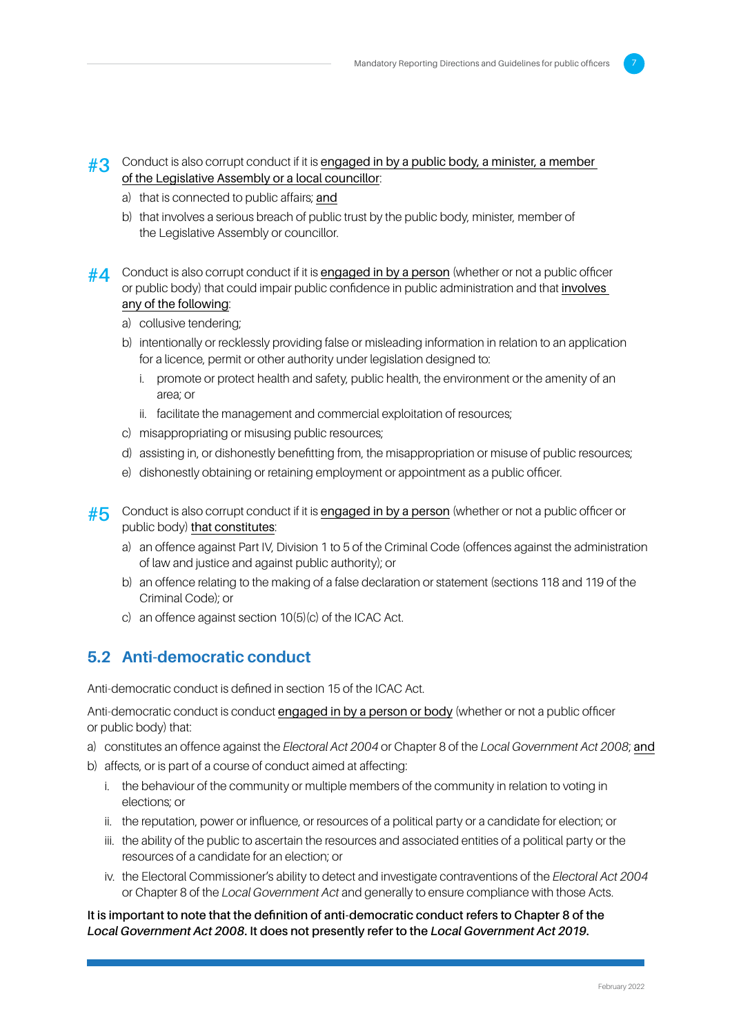**#3** Conduct is also corrupt conduct if it is engaged in by a public body, a minister, a member of the Legislative Assembly or a local councillor:

a) that is connected to public affairs; and

b) that involves a serious breach of public trust by the public body, minister, member of the Legislative Assembly or councillor.

**#4** Conduct is also corrupt conduct if it is engaged in by a person (whether or not a public officer or public body) that could impair public confidence in public administration and that involves any of the following:

a) collusive tendering;

b) intentionally or recklessly providing false or misleading information in relation to an application for a licence, permit or other authority under legislation designed to:

   i. promote or protect health and safety, public health, the environment or the amenity of an area; or

   ii. facilitate the management and commercial exploitation of resources;

c) misappropriating or misusing public resources;

d) assisting in, or dishonestly benefitting from, the misappropriation or misuse of public resources;

e) dishonestly obtaining or retaining employment or appointment as a public officer.

**#5** Conduct is also corrupt conduct if it is engaged in by a person (whether or not a public officer or public body) that constitutes:

a) an offence against Part IV, Division 1 to 5 of the Criminal Code (offences against the administration of law and justice and against public authority); or

b) an offence relating to the making of a false declaration or statement (sections 118 and 119 of the Criminal Code); or

c) an offence against section 10(5)(c) of the ICAC Act.

## 5.2 Anti-democratic conduct

Anti-democratic conduct is defined in section 15 of the ICAC Act.

Anti-democratic conduct is conduct engaged in by a person or body (whether or not a public officer or public body) that:

a) constitutes an offence against the *Electoral Act 2004* or Chapter 8 of the *Local Government Act 2008*; and

b) affects, or is part of a course of conduct aimed at affecting:

   i. the behaviour of the community or multiple members of the community in relation to voting in elections; or

   ii. the reputation, power or influence, or resources of a political party or a candidate for election; or

   iii. the ability of the public to ascertain the resources and associated entities of a political party or the resources of a candidate for an election; or

   iv. the Electoral Commissioner's ability to detect and investigate contraventions of the *Electoral Act 2004* or Chapter 8 of the *Local Government Act* and generally to ensure compliance with those Acts.

**It is important to note that the definition of anti-democratic conduct refers to Chapter 8 of the *Local Government Act 2008*. It does not presently refer to the *Local Government Act 2019*.**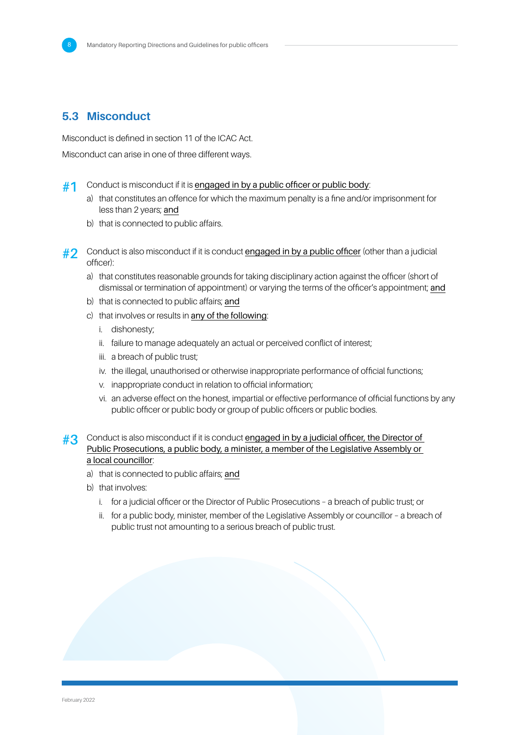## 5.3 Misconduct

Misconduct is defined in section 11 of the ICAC Act.

Misconduct can arise in one of three different ways.

**#1** Conduct is misconduct if it is engaged in by a public officer or public body:

a) that constitutes an offence for which the maximum penalty is a fine and/or imprisonment for less than 2 years; and

b) that is connected to public affairs.

**#2** Conduct is also misconduct if it is conduct engaged in by a public officer (other than a judicial officer):

a) that constitutes reasonable grounds for taking disciplinary action against the officer (short of dismissal or termination of appointment) or varying the terms of the officer's appointment; and

b) that is connected to public affairs; and

c) that involves or results in any of the following:

   i. dishonesty;

   ii. failure to manage adequately an actual or perceived conflict of interest;

   iii. a breach of public trust;

   iv. the illegal, unauthorised or otherwise inappropriate performance of official functions;

   v. inappropriate conduct in relation to official information;

   vi. an adverse effect on the honest, impartial or effective performance of official functions by any public officer or public body or group of public officers or public bodies.

**#3** Conduct is also misconduct if it is conduct engaged in by a judicial officer, the Director of Public Prosecutions, a public body, a minister, a member of the Legislative Assembly or a local councillor:

a) that is connected to public affairs; and

b) that involves:

   i. for a judicial officer or the Director of Public Prosecutions – a breach of public trust; or

   ii. for a public body, minister, member of the Legislative Assembly or councillor – a breach of public trust not amounting to a serious breach of public trust.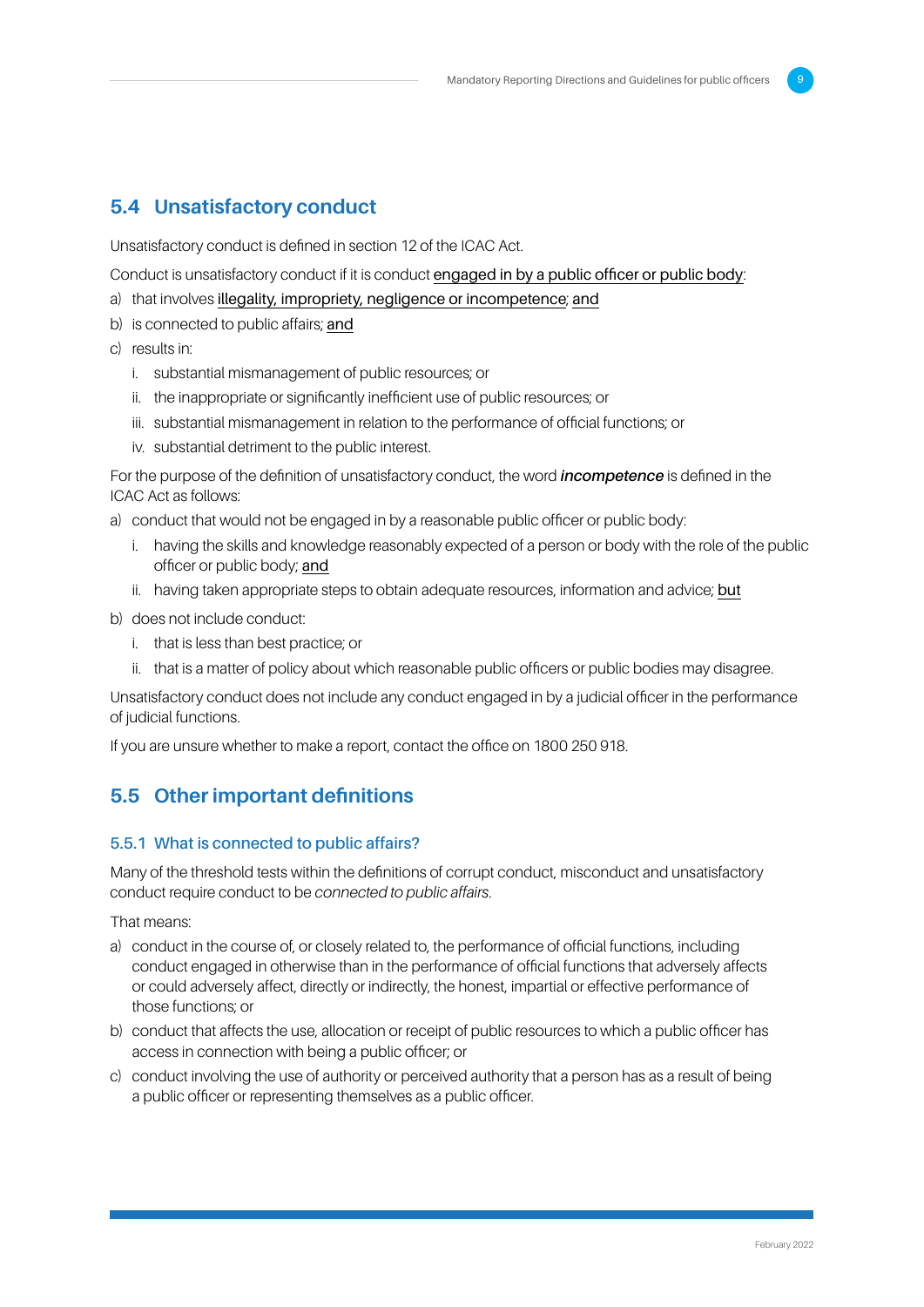## 5.4 Unsatisfactory conduct

Unsatisfactory conduct is defined in section 12 of the ICAC Act.

Conduct is unsatisfactory conduct if it is conduct <u>engaged in by a public officer or public body</u>:

a) that involves <u>illegality, impropriety, negligence or incompetence</u>; <u>and</u>

b) is connected to public affairs; <u>and</u>

c) results in:

   i. substantial mismanagement of public resources; or

   ii. the inappropriate or significantly inefficient use of public resources; or

   iii. substantial mismanagement in relation to the performance of official functions; or

   iv. substantial detriment to the public interest.

For the purpose of the definition of unsatisfactory conduct, the word ***incompetence*** is defined in the ICAC Act as follows:

a) conduct that would not be engaged in by a reasonable public officer or public body:

   i. having the skills and knowledge reasonably expected of a person or body with the role of the public officer or public body; <u>and</u>

   ii. having taken appropriate steps to obtain adequate resources, information and advice; <u>but</u>

b) does not include conduct:

   i. that is less than best practice; or

   ii. that is a matter of policy about which reasonable public officers or public bodies may disagree.

Unsatisfactory conduct does not include any conduct engaged in by a judicial officer in the performance of judicial functions.

If you are unsure whether to make a report, contact the office on 1800 250 918.

## 5.5 Other important definitions

### 5.5.1 What is connected to public affairs?

Many of the threshold tests within the definitions of corrupt conduct, misconduct and unsatisfactory conduct require conduct to be *connected to public affairs*.

That means:

a) conduct in the course of, or closely related to, the performance of official functions, including conduct engaged in otherwise than in the performance of official functions that adversely affects or could adversely affect, directly or indirectly, the honest, impartial or effective performance of those functions; or

b) conduct that affects the use, allocation or receipt of public resources to which a public officer has access in connection with being a public officer; or

c) conduct involving the use of authority or perceived authority that a person has as a result of being a public officer or representing themselves as a public officer.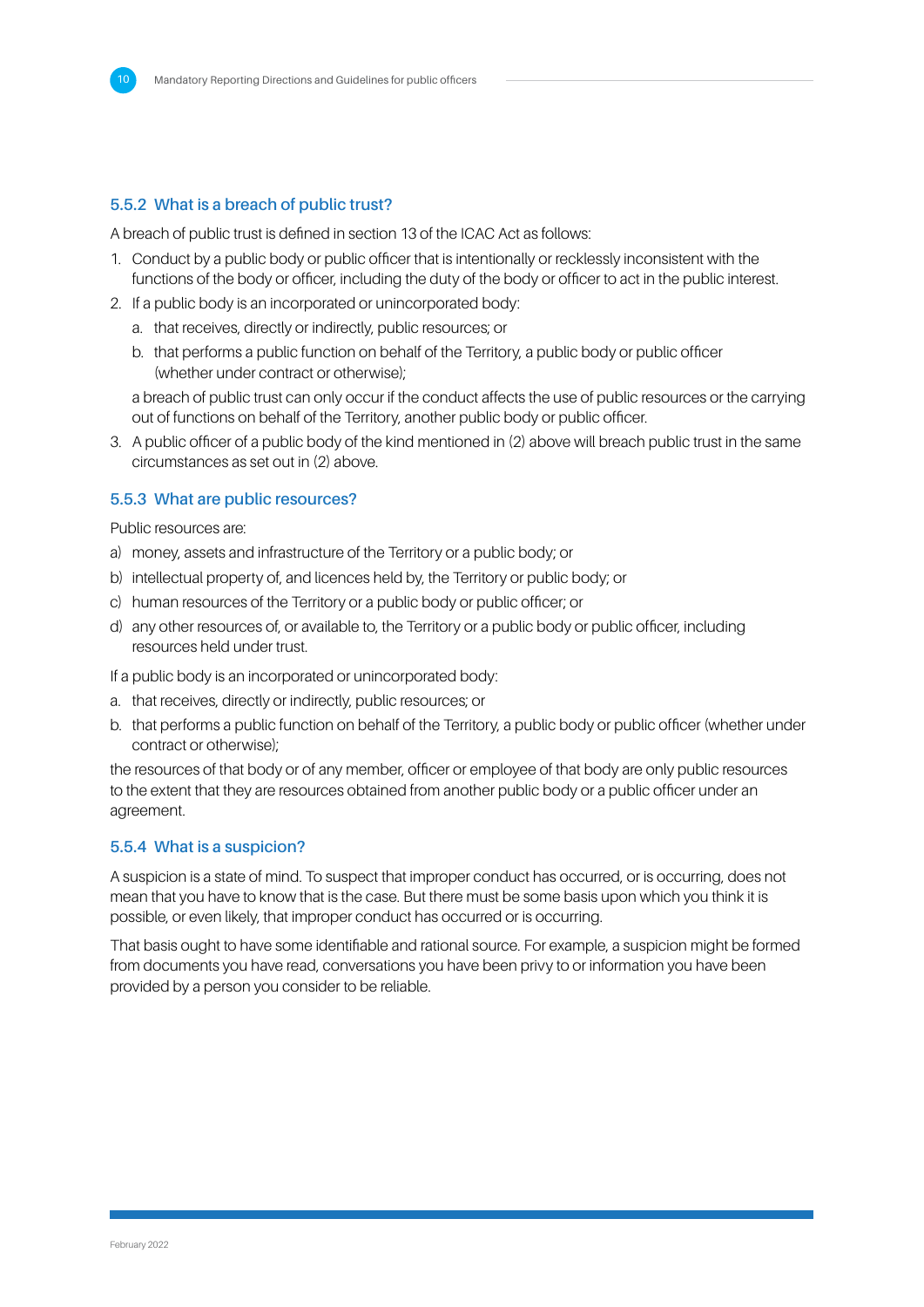### 5.5.2 What is a breach of public trust?

A breach of public trust is defined in section 13 of the ICAC Act as follows:

1. Conduct by a public body or public officer that is intentionally or recklessly inconsistent with the functions of the body or officer, including the duty of the body or officer to act in the public interest.
2. If a public body is an incorporated or unincorporated body:
   a. that receives, directly or indirectly, public resources; or
   b. that performs a public function on behalf of the Territory, a public body or public officer (whether under contract or otherwise);

   a breach of public trust can only occur if the conduct affects the use of public resources or the carrying out of functions on behalf of the Territory, another public body or public officer.
3. A public officer of a public body of the kind mentioned in (2) above will breach public trust in the same circumstances as set out in (2) above.

### 5.5.3 What are public resources?

Public resources are:

a) money, assets and infrastructure of the Territory or a public body; or
b) intellectual property of, and licences held by, the Territory or public body; or
c) human resources of the Territory or a public body or public officer; or
d) any other resources of, or available to, the Territory or a public body or public officer, including resources held under trust.

If a public body is an incorporated or unincorporated body:

a. that receives, directly or indirectly, public resources; or
b. that performs a public function on behalf of the Territory, a public body or public officer (whether under contract or otherwise);

the resources of that body or of any member, officer or employee of that body are only public resources to the extent that they are resources obtained from another public body or a public officer under an agreement.

### 5.5.4 What is a suspicion?

A suspicion is a state of mind. To suspect that improper conduct has occurred, or is occurring, does not mean that you have to know that is the case. But there must be some basis upon which you think it is possible, or even likely, that improper conduct has occurred or is occurring.

That basis ought to have some identifiable and rational source. For example, a suspicion might be formed from documents you have read, conversations you have been privy to or information you have been provided by a person you consider to be reliable.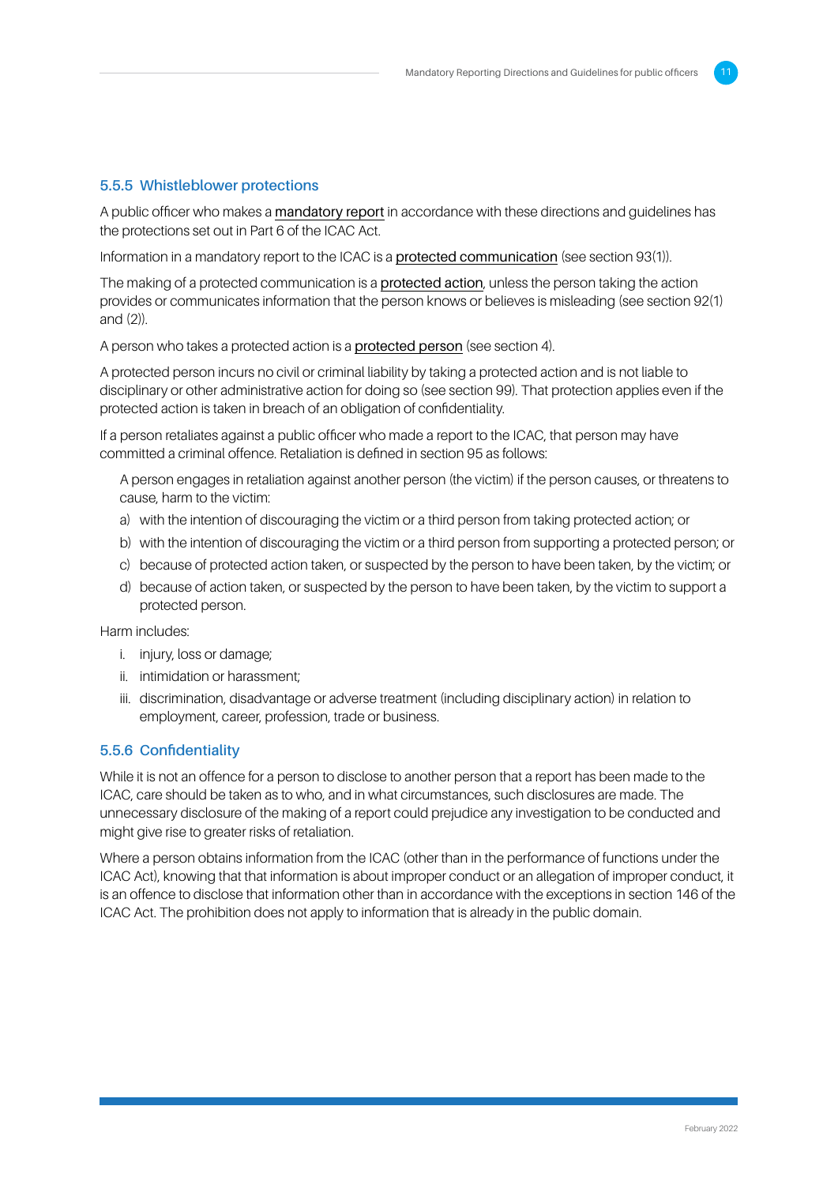### 5.5.5 Whistleblower protections

A public officer who makes a mandatory report in accordance with these directions and guidelines has the protections set out in Part 6 of the ICAC Act.

Information in a mandatory report to the ICAC is a protected communication (see section 93(1)).

The making of a protected communication is a protected action, unless the person taking the action provides or communicates information that the person knows or believes is misleading (see section 92(1) and (2)).

A person who takes a protected action is a protected person (see section 4).

A protected person incurs no civil or criminal liability by taking a protected action and is not liable to disciplinary or other administrative action for doing so (see section 99). That protection applies even if the protected action is taken in breach of an obligation of confidentiality.

If a person retaliates against a public officer who made a report to the ICAC, that person may have committed a criminal offence. Retaliation is defined in section 95 as follows:

> A person engages in retaliation against another person (the victim) if the person causes, or threatens to cause, harm to the victim:
>
> a) with the intention of discouraging the victim or a third person from taking protected action; or
>
> b) with the intention of discouraging the victim or a third person from supporting a protected person; or
>
> c) because of protected action taken, or suspected by the person to have been taken, by the victim; or
>
> d) because of action taken, or suspected by the person to have been taken, by the victim to support a protected person.

Harm includes:

i. injury, loss or damage;

ii. intimidation or harassment;

iii. discrimination, disadvantage or adverse treatment (including disciplinary action) in relation to employment, career, profession, trade or business.

### 5.5.6 Confidentiality

While it is not an offence for a person to disclose to another person that a report has been made to the ICAC, care should be taken as to who, and in what circumstances, such disclosures are made. The unnecessary disclosure of the making of a report could prejudice any investigation to be conducted and might give rise to greater risks of retaliation.

Where a person obtains information from the ICAC (other than in the performance of functions under the ICAC Act), knowing that that information is about improper conduct or an allegation of improper conduct, it is an offence to disclose that information other than in accordance with the exceptions in section 146 of the ICAC Act. The prohibition does not apply to information that is already in the public domain.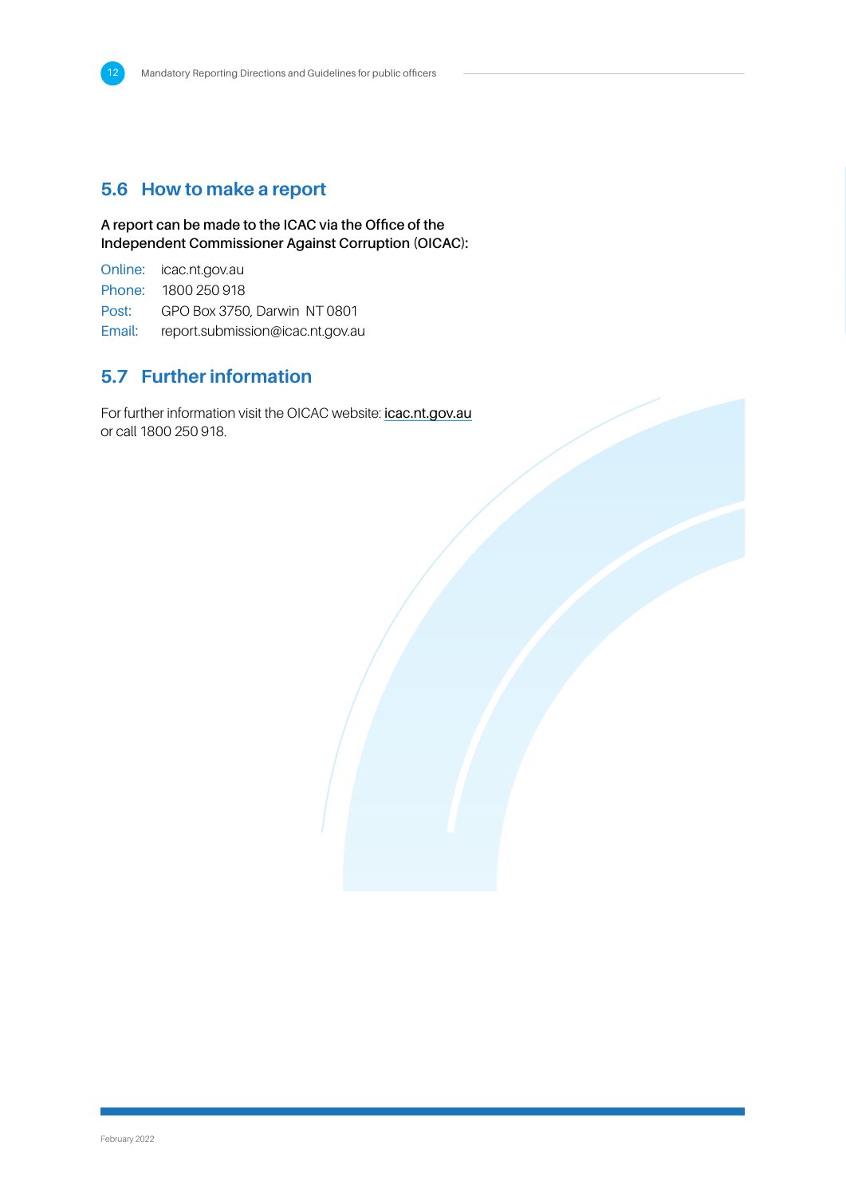## 5.6 How to make a report

**A report can be made to the ICAC via the Office of the Independent Commissioner Against Corruption (OICAC):**

Online: icac.nt.gov.au
Phone: 1800 250 918
Post: GPO Box 3750, Darwin NT 0801
Email: report.submission@icac.nt.gov.au

## 5.7 Further information

For further information visit the OICAC website: icac.nt.gov.au or call 1800 250 918.

February 2022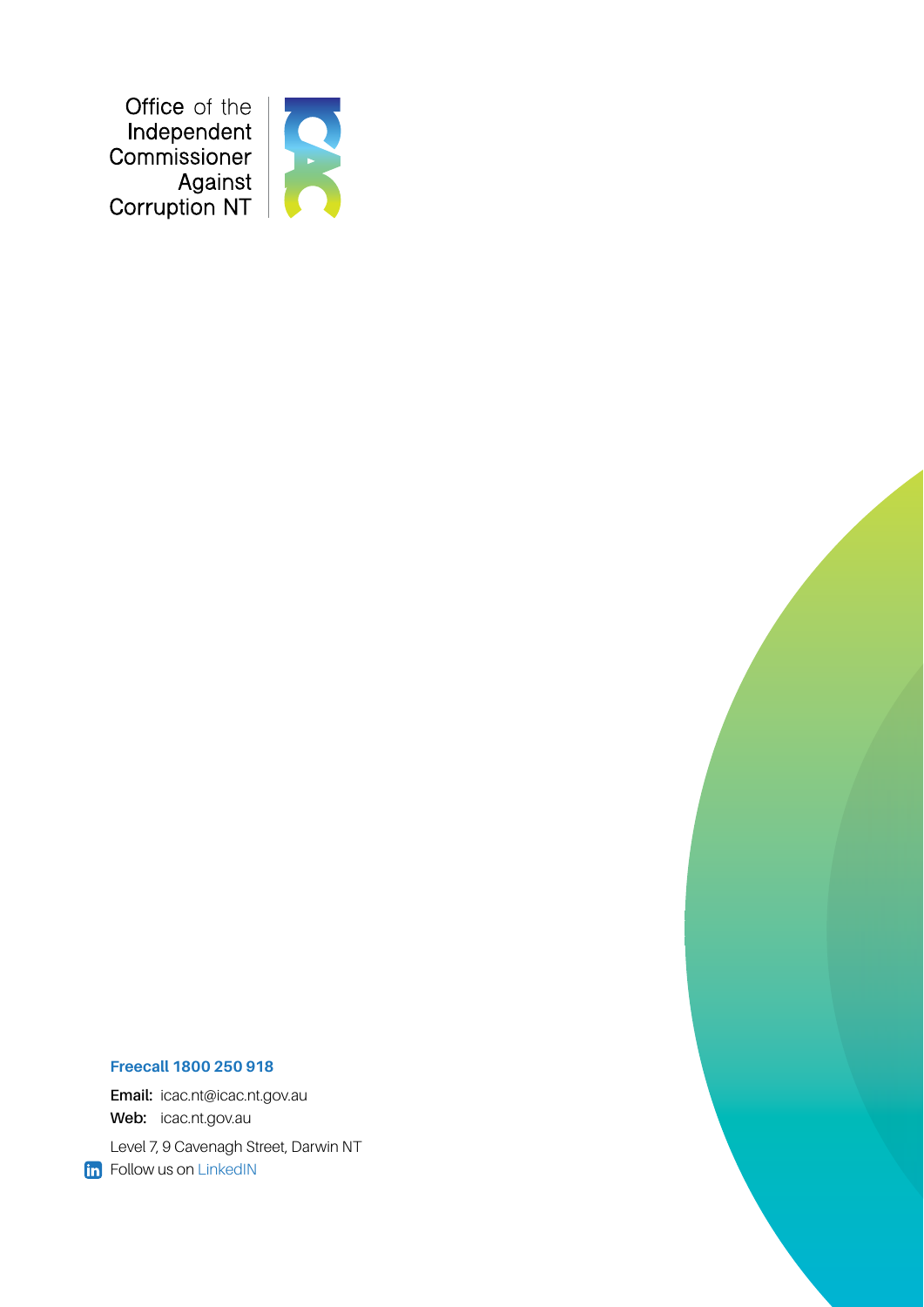Office of the Independent Commissioner Against Corruption NT

**Freecall 1800 250 918**

**Email:** icac.nt@icac.nt.gov.au
**Web:** icac.nt.gov.au

Level 7, 9 Cavenagh Street, Darwin NT
Follow us on LinkedIN